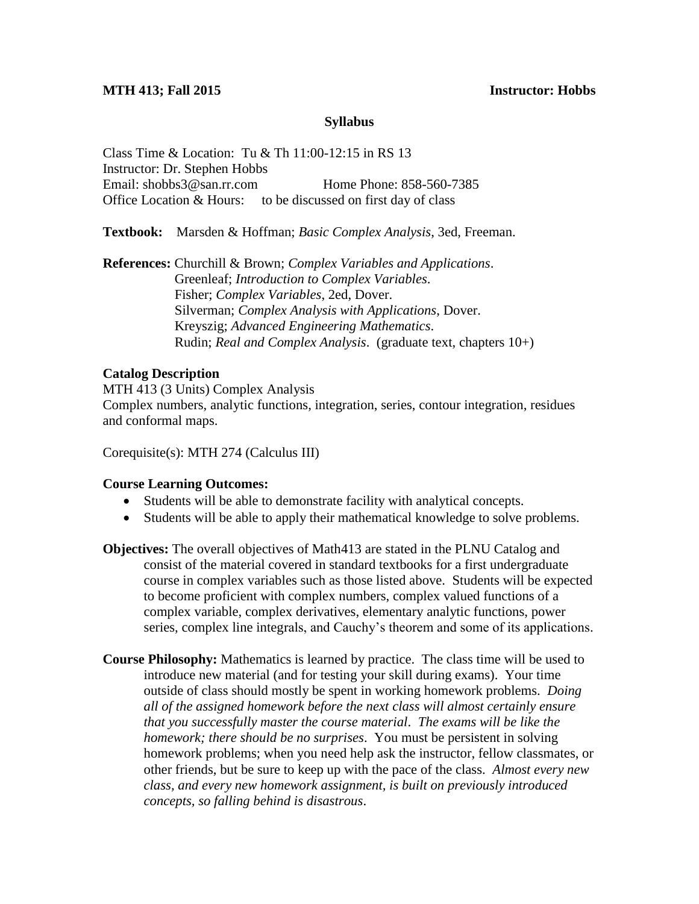**MTH 413; Fall 2015** **Instructor: Hobbs**

## Syllabus

Class Time & Location: Tu & Th 11:00-12:15 in RS 13
Instructor: Dr. Stephen Hobbs
Email: shobbs3@san.rr.com Home Phone: 858-560-7385
Office Location & Hours: to be discussed on first day of class

**Textbook:** Marsden & Hoffman; *Basic Complex Analysis*, 3ed, Freeman.

**References:** Churchill & Brown; *Complex Variables and Applications*.
Greenleaf; *Introduction to Complex Variables*.
Fisher; *Complex Variables*, 2ed, Dover.
Silverman; *Complex Analysis with Applications*, Dover.
Kreyszig; *Advanced Engineering Mathematics*.
Rudin; *Real and Complex Analysis*. (graduate text, chapters 10+)

### Catalog Description

MTH 413 (3 Units) Complex Analysis
Complex numbers, analytic functions, integration, series, contour integration, residues and conformal maps.

Corequisite(s): MTH 274 (Calculus III)

### Course Learning Outcomes:

- Students will be able to demonstrate facility with analytical concepts.
- Students will be able to apply their mathematical knowledge to solve problems.

**Objectives:** The overall objectives of Math413 are stated in the PLNU Catalog and consist of the material covered in standard textbooks for a first undergraduate course in complex variables such as those listed above. Students will be expected to become proficient with complex numbers, complex valued functions of a complex variable, complex derivatives, elementary analytic functions, power series, complex line integrals, and Cauchy's theorem and some of its applications.

**Course Philosophy:** Mathematics is learned by practice. The class time will be used to introduce new material (and for testing your skill during exams). Your time outside of class should mostly be spent in working homework problems. *Doing all of the assigned homework before the next class will almost certainly ensure that you successfully master the course material*. *The exams will be like the homework; there should be no surprises*. You must be persistent in solving homework problems; when you need help ask the instructor, fellow classmates, or other friends, but be sure to keep up with the pace of the class. *Almost every new class, and every new homework assignment, is built on previously introduced concepts, so falling behind is disastrous*.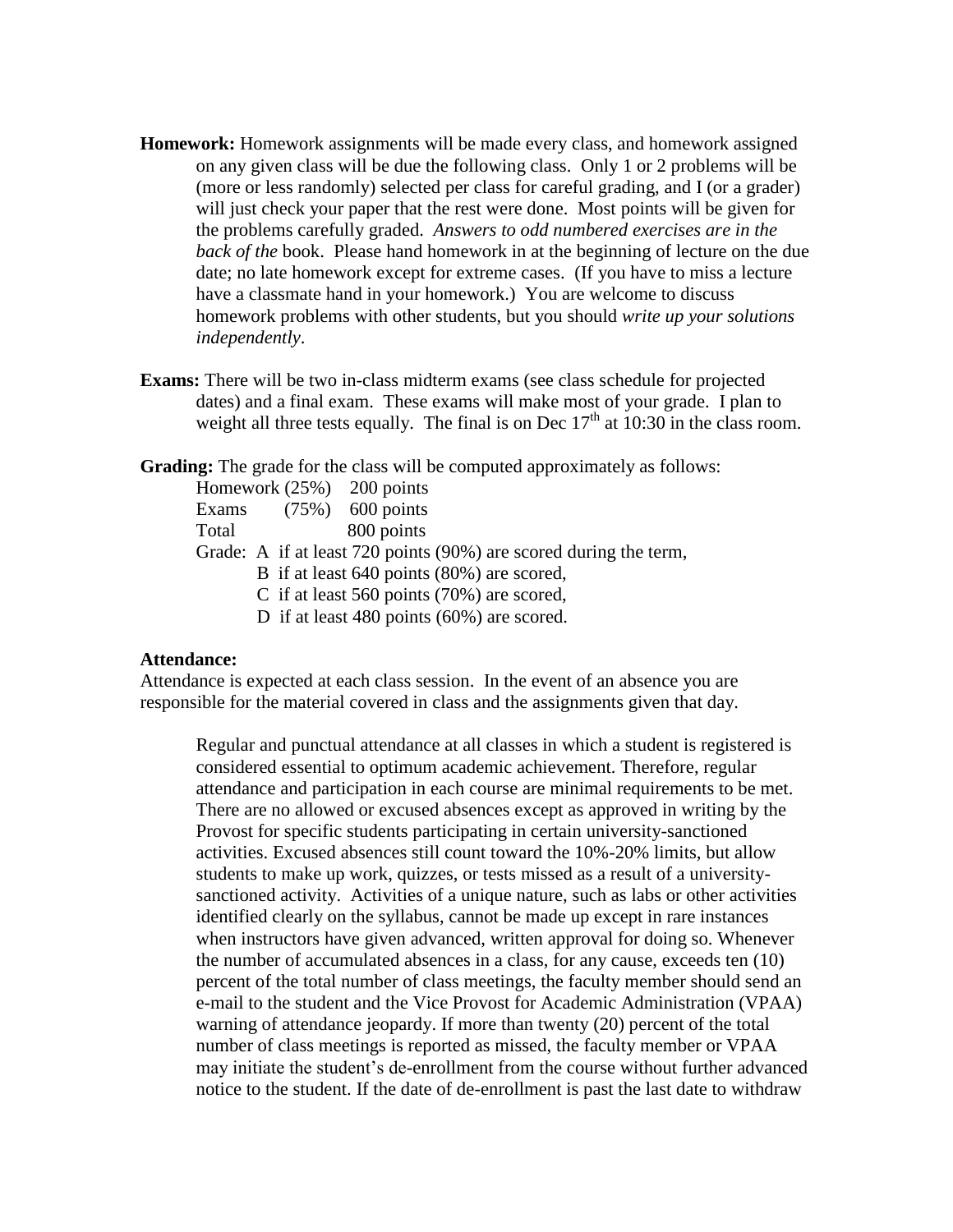**Homework:** Homework assignments will be made every class, and homework assigned on any given class will be due the following class. Only 1 or 2 problems will be (more or less randomly) selected per class for careful grading, and I (or a grader) will just check your paper that the rest were done. Most points will be given for the problems carefully graded. *Answers to odd numbered exercises are in the back of the* book. Please hand homework in at the beginning of lecture on the due date; no late homework except for extreme cases. (If you have to miss a lecture have a classmate hand in your homework.) You are welcome to discuss homework problems with other students, but you should *write up your solutions independently*.

**Exams:** There will be two in-class midterm exams (see class schedule for projected dates) and a final exam. These exams will make most of your grade. I plan to weight all three tests equally. The final is on Dec 17th at 10:30 in the class room.

**Grading:** The grade for the class will be computed approximately as follows:

| | | |
|---|---|---|
| Homework | (25%) | 200 points |
| Exams | (75%) | 600 points |
| Total | | 800 points |

Grade: A if at least 720 points (90%) are scored during the term,
B if at least 640 points (80%) are scored,
C if at least 560 points (70%) are scored,
D if at least 480 points (60%) are scored.

**Attendance:**

Attendance is expected at each class session. In the event of an absence you are responsible for the material covered in class and the assignments given that day.

> Regular and punctual attendance at all classes in which a student is registered is considered essential to optimum academic achievement. Therefore, regular attendance and participation in each course are minimal requirements to be met. There are no allowed or excused absences except as approved in writing by the Provost for specific students participating in certain university-sanctioned activities. Excused absences still count toward the 10%-20% limits, but allow students to make up work, quizzes, or tests missed as a result of a university-sanctioned activity. Activities of a unique nature, such as labs or other activities identified clearly on the syllabus, cannot be made up except in rare instances when instructors have given advanced, written approval for doing so. Whenever the number of accumulated absences in a class, for any cause, exceeds ten (10) percent of the total number of class meetings, the faculty member should send an e-mail to the student and the Vice Provost for Academic Administration (VPAA) warning of attendance jeopardy. If more than twenty (20) percent of the total number of class meetings is reported as missed, the faculty member or VPAA may initiate the student's de-enrollment from the course without further advanced notice to the student. If the date of de-enrollment is past the last date to withdraw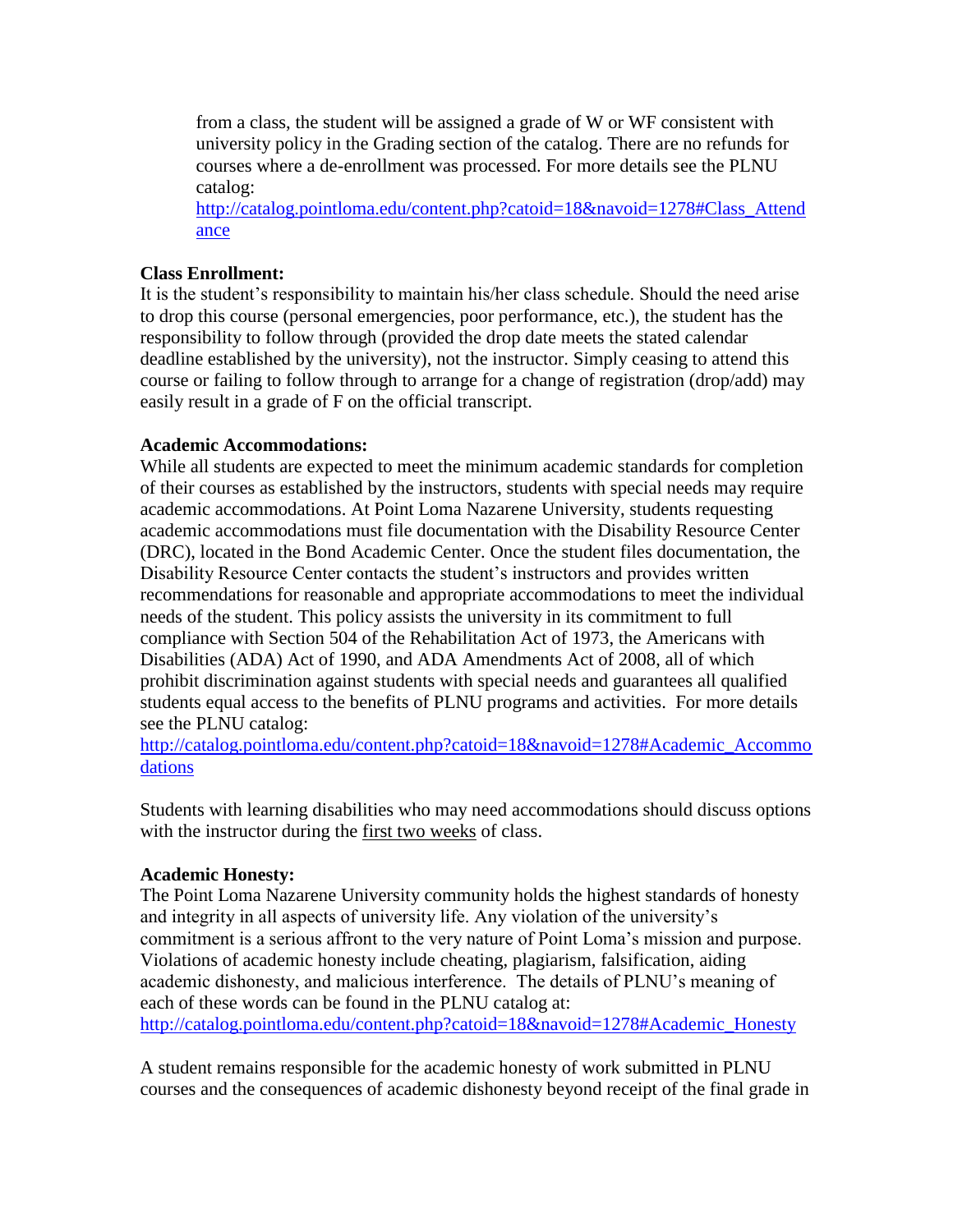from a class, the student will be assigned a grade of W or WF consistent with university policy in the Grading section of the catalog. There are no refunds for courses where a de-enrollment was processed. For more details see the PLNU catalog: [http://catalog.pointloma.edu/content.php?catoid=18&navoid=1278#Class_Attendance](http://catalog.pointloma.edu/content.php?catoid=18&navoid=1278#Class_Attendance)

**Class Enrollment:**
It is the student's responsibility to maintain his/her class schedule. Should the need arise to drop this course (personal emergencies, poor performance, etc.), the student has the responsibility to follow through (provided the drop date meets the stated calendar deadline established by the university), not the instructor. Simply ceasing to attend this course or failing to follow through to arrange for a change of registration (drop/add) may easily result in a grade of F on the official transcript.

**Academic Accommodations:**
While all students are expected to meet the minimum academic standards for completion of their courses as established by the instructors, students with special needs may require academic accommodations. At Point Loma Nazarene University, students requesting academic accommodations must file documentation with the Disability Resource Center (DRC), located in the Bond Academic Center. Once the student files documentation, the Disability Resource Center contacts the student's instructors and provides written recommendations for reasonable and appropriate accommodations to meet the individual needs of the student. This policy assists the university in its commitment to full compliance with Section 504 of the Rehabilitation Act of 1973, the Americans with Disabilities (ADA) Act of 1990, and ADA Amendments Act of 2008, all of which prohibit discrimination against students with special needs and guarantees all qualified students equal access to the benefits of PLNU programs and activities. For more details see the PLNU catalog:
[http://catalog.pointloma.edu/content.php?catoid=18&navoid=1278#Academic_Accommodations](http://catalog.pointloma.edu/content.php?catoid=18&navoid=1278#Academic_Accommodations)

Students with learning disabilities who may need accommodations should discuss options with the instructor during the <u>first two weeks</u> of class.

**Academic Honesty:**
The Point Loma Nazarene University community holds the highest standards of honesty and integrity in all aspects of university life. Any violation of the university's commitment is a serious affront to the very nature of Point Loma's mission and purpose. Violations of academic honesty include cheating, plagiarism, falsification, aiding academic dishonesty, and malicious interference. The details of PLNU's meaning of each of these words can be found in the PLNU catalog at:
[http://catalog.pointloma.edu/content.php?catoid=18&navoid=1278#Academic_Honesty](http://catalog.pointloma.edu/content.php?catoid=18&navoid=1278#Academic_Honesty)

A student remains responsible for the academic honesty of work submitted in PLNU courses and the consequences of academic dishonesty beyond receipt of the final grade in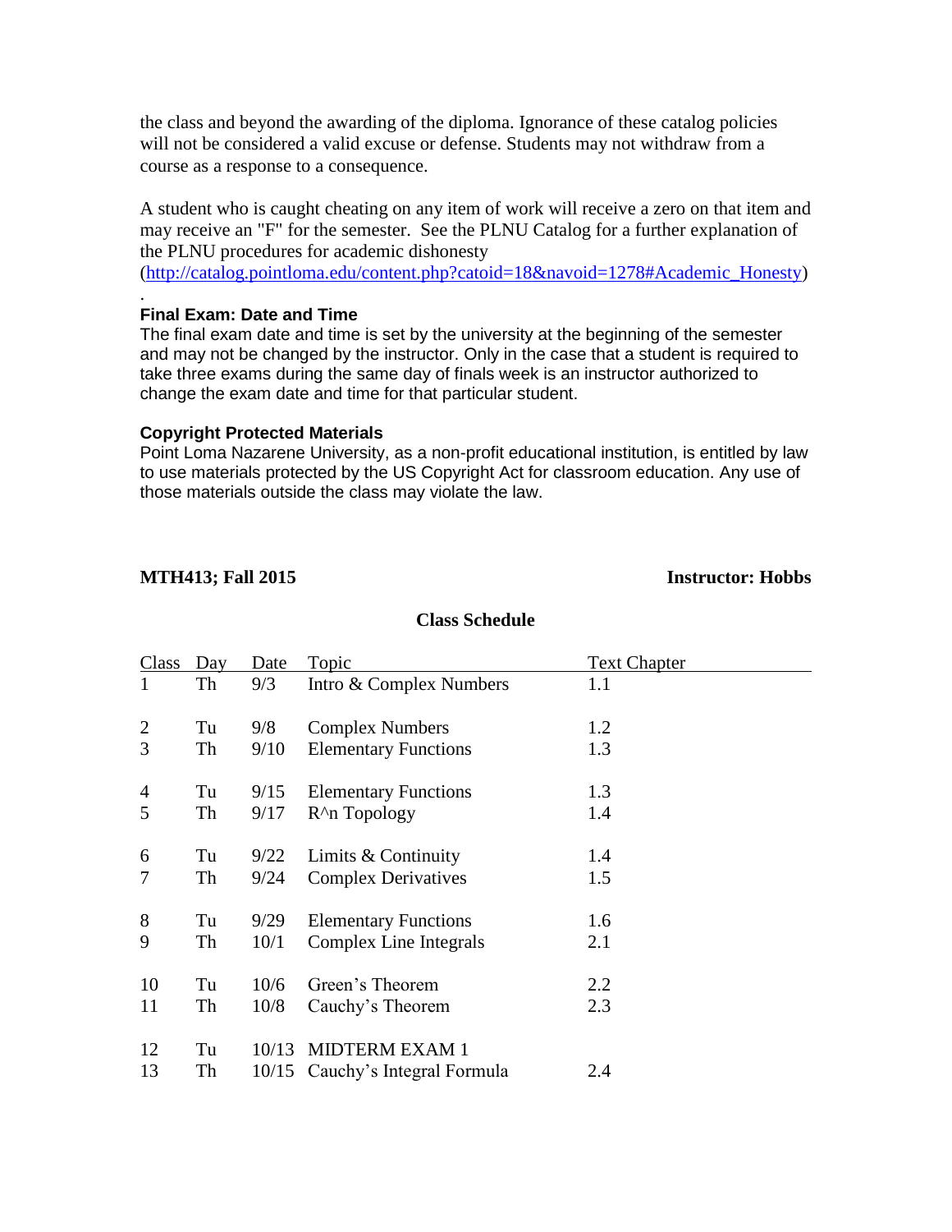the class and beyond the awarding of the diploma. Ignorance of these catalog policies will not be considered a valid excuse or defense. Students may not withdraw from a course as a response to a consequence.

A student who is caught cheating on any item of work will receive a zero on that item and may receive an "F" for the semester. See the PLNU Catalog for a further explanation of the PLNU procedures for academic dishonesty (http://catalog.pointloma.edu/content.php?catoid=18&navoid=1278#Academic_Honesty)

.

**Final Exam: Date and Time**

The final exam date and time is set by the university at the beginning of the semester and may not be changed by the instructor. Only in the case that a student is required to take three exams during the same day of finals week is an instructor authorized to change the exam date and time for that particular student.

**Copyright Protected Materials**

Point Loma Nazarene University, as a non-profit educational institution, is entitled by law to use materials protected by the US Copyright Act for classroom education. Any use of those materials outside the class may violate the law.

**MTH413; Fall 2015** **Instructor: Hobbs**

**Class Schedule**

| Class | Day | Date | Topic | Text Chapter |
|---|---|---|---|---|
| 1 | Th | 9/3 | Intro & Complex Numbers | 1.1 |
| 2 | Tu | 9/8 | Complex Numbers | 1.2 |
| 3 | Th | 9/10 | Elementary Functions | 1.3 |
| 4 | Tu | 9/15 | Elementary Functions | 1.3 |
| 5 | Th | 9/17 | R^n Topology | 1.4 |
| 6 | Tu | 9/22 | Limits & Continuity | 1.4 |
| 7 | Th | 9/24 | Complex Derivatives | 1.5 |
| 8 | Tu | 9/29 | Elementary Functions | 1.6 |
| 9 | Th | 10/1 | Complex Line Integrals | 2.1 |
| 10 | Tu | 10/6 | Green's Theorem | 2.2 |
| 11 | Th | 10/8 | Cauchy's Theorem | 2.3 |
| 12 | Tu | 10/13 | MIDTERM EXAM 1 | |
| 13 | Th | 10/15 | Cauchy's Integral Formula | 2.4 |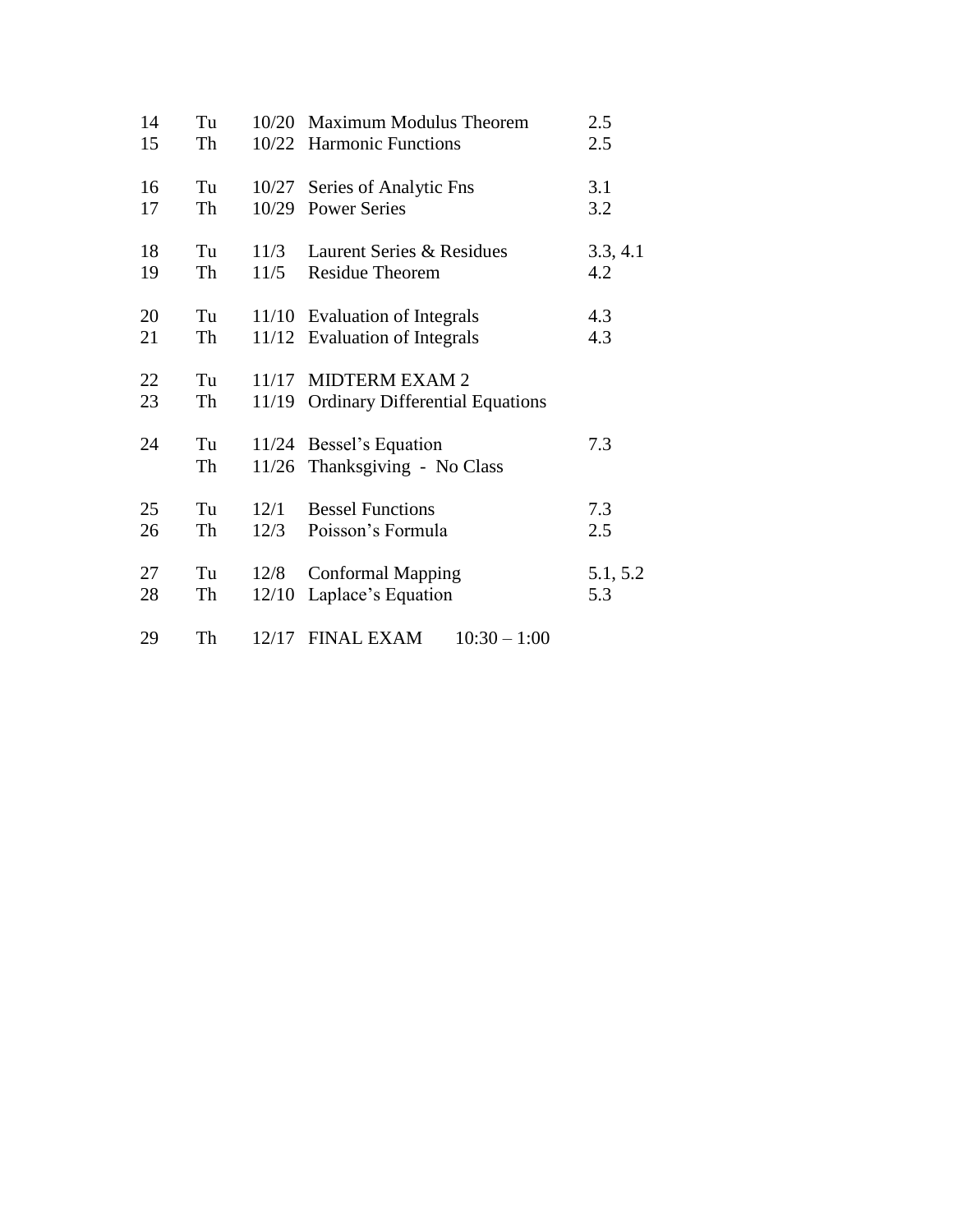| | | | | |
|---|---|---|---|---|
| 14 | Tu | 10/20 | Maximum Modulus Theorem | 2.5 |
| 15 | Th | 10/22 | Harmonic Functions | 2.5 |
| 16 | Tu | 10/27 | Series of Analytic Fns | 3.1 |
| 17 | Th | 10/29 | Power Series | 3.2 |
| 18 | Tu | 11/3 | Laurent Series & Residues | 3.3, 4.1 |
| 19 | Th | 11/5 | Residue Theorem | 4.2 |
| 20 | Tu | 11/10 | Evaluation of Integrals | 4.3 |
| 21 | Th | 11/12 | Evaluation of Integrals | 4.3 |
| 22 | Tu | 11/17 | MIDTERM EXAM 2 | |
| 23 | Th | 11/19 | Ordinary Differential Equations | |
| 24 | Tu | 11/24 | Bessel's Equation | 7.3 |
| | Th | 11/26 | Thanksgiving - No Class | |
| 25 | Tu | 12/1 | Bessel Functions | 7.3 |
| 26 | Th | 12/3 | Poisson's Formula | 2.5 |
| 27 | Tu | 12/8 | Conformal Mapping | 5.1, 5.2 |
| 28 | Th | 12/10 | Laplace's Equation | 5.3 |
| 29 | Th | 12/17 | FINAL EXAM 10:30 – 1:00 | |